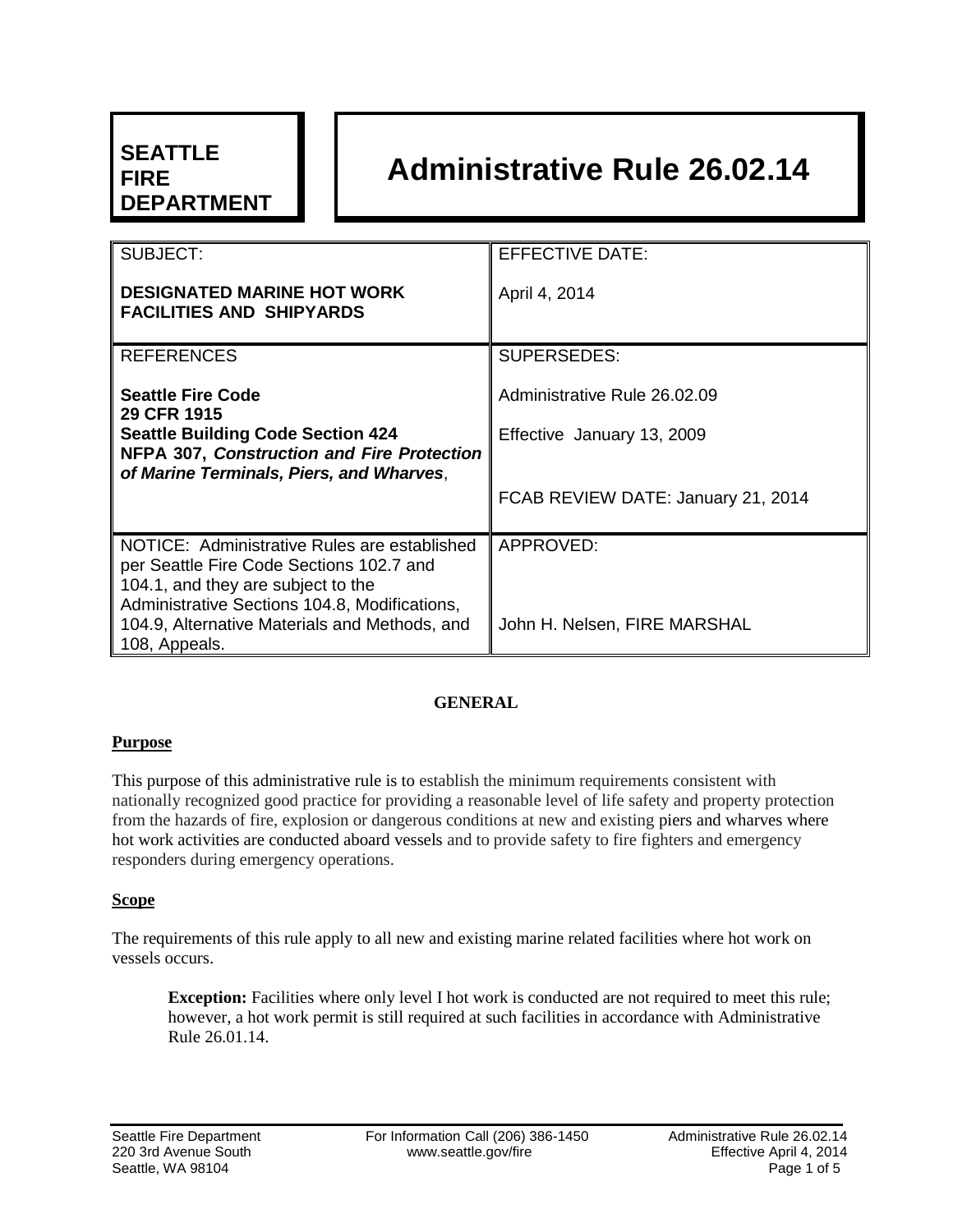**SEATTLE FIRE DEPARTMENT**

# Administrative Rule 26.02.14

| SUBJECT:<br><br>**DESIGNATED MARINE HOT WORK FACILITIES AND SHIPYARDS** | EFFECTIVE DATE:<br><br>April 4, 2014 |
|---|---|
| REFERENCES<br><br>**Seattle Fire Code**<br>**29 CFR 1915**<br>**Seattle Building Code Section 424**<br>**NFPA 307, *Construction and Fire Protection of Marine Terminals, Piers, and Wharves***, | SUPERSEDES:<br><br>Administrative Rule 26.02.09<br><br>Effective January 13, 2009<br><br>FCAB REVIEW DATE: January 21, 2014 |
| NOTICE: Administrative Rules are established per Seattle Fire Code Sections 102.7 and 104.1, and they are subject to the Administrative Sections 104.8, Modifications, 104.9, Alternative Materials and Methods, and 108, Appeals. | APPROVED:<br><br>John H. Nelsen, FIRE MARSHAL |

## GENERAL

### Purpose

This purpose of this administrative rule is to establish the minimum requirements consistent with nationally recognized good practice for providing a reasonable level of life safety and property protection from the hazards of fire, explosion or dangerous conditions at new and existing piers and wharves where hot work activities are conducted aboard vessels and to provide safety to fire fighters and emergency responders during emergency operations.

### Scope

The requirements of this rule apply to all new and existing marine related facilities where hot work on vessels occurs.

> **Exception:** Facilities where only level I hot work is conducted are not required to meet this rule; however, a hot work permit is still required at such facilities in accordance with Administrative Rule 26.01.14.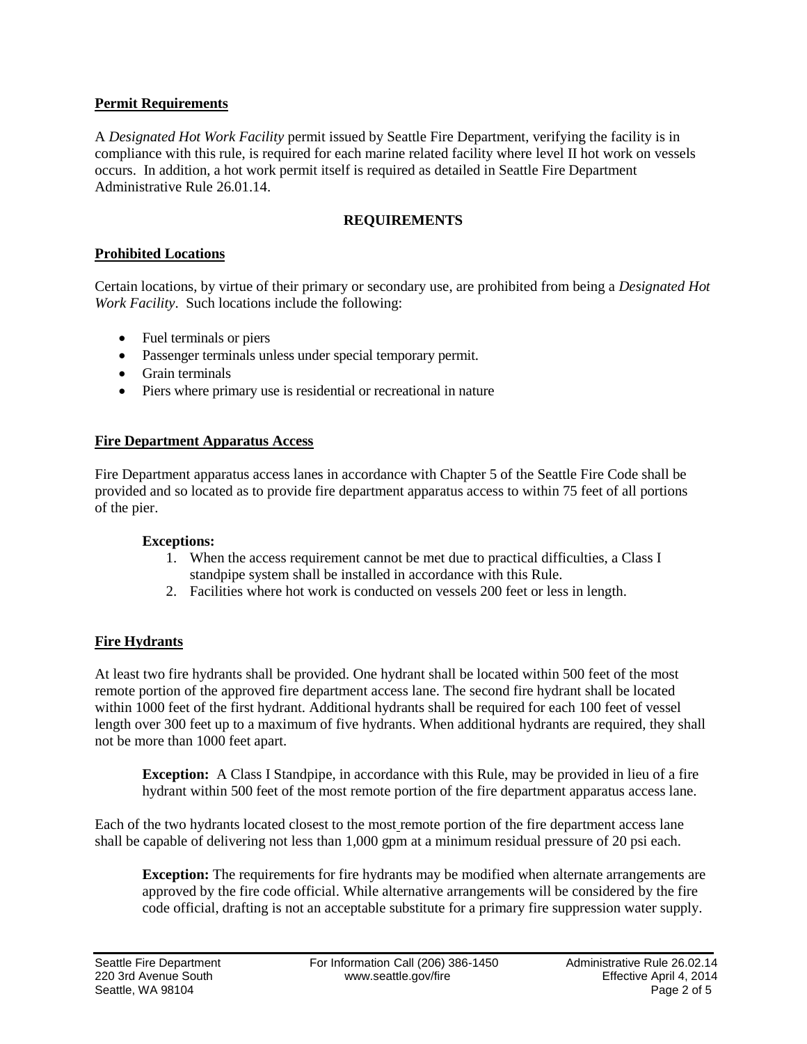## Permit Requirements

A *Designated Hot Work Facility* permit issued by Seattle Fire Department, verifying the facility is in compliance with this rule, is required for each marine related facility where level II hot work on vessels occurs. In addition, a hot work permit itself is required as detailed in Seattle Fire Department Administrative Rule 26.01.14.

## REQUIREMENTS

### Prohibited Locations

Certain locations, by virtue of their primary or secondary use, are prohibited from being a *Designated Hot Work Facility*. Such locations include the following:

- Fuel terminals or piers
- Passenger terminals unless under special temporary permit.
- Grain terminals
- Piers where primary use is residential or recreational in nature

### Fire Department Apparatus Access

Fire Department apparatus access lanes in accordance with Chapter 5 of the Seattle Fire Code shall be provided and so located as to provide fire department apparatus access to within 75 feet of all portions of the pier.

**Exceptions:**

1. When the access requirement cannot be met due to practical difficulties, a Class I standpipe system shall be installed in accordance with this Rule.
2. Facilities where hot work is conducted on vessels 200 feet or less in length.

### Fire Hydrants

At least two fire hydrants shall be provided. One hydrant shall be located within 500 feet of the most remote portion of the approved fire department access lane. The second fire hydrant shall be located within 1000 feet of the first hydrant. Additional hydrants shall be required for each 100 feet of vessel length over 300 feet up to a maximum of five hydrants. When additional hydrants are required, they shall not be more than 1000 feet apart.

> **Exception:** A Class I Standpipe, in accordance with this Rule, may be provided in lieu of a fire hydrant within 500 feet of the most remote portion of the fire department apparatus access lane.

Each of the two hydrants located closest to the most remote portion of the fire department access lane shall be capable of delivering not less than 1,000 gpm at a minimum residual pressure of 20 psi each.

> **Exception:** The requirements for fire hydrants may be modified when alternate arrangements are approved by the fire code official. While alternative arrangements will be considered by the fire code official, drafting is not an acceptable substitute for a primary fire suppression water supply.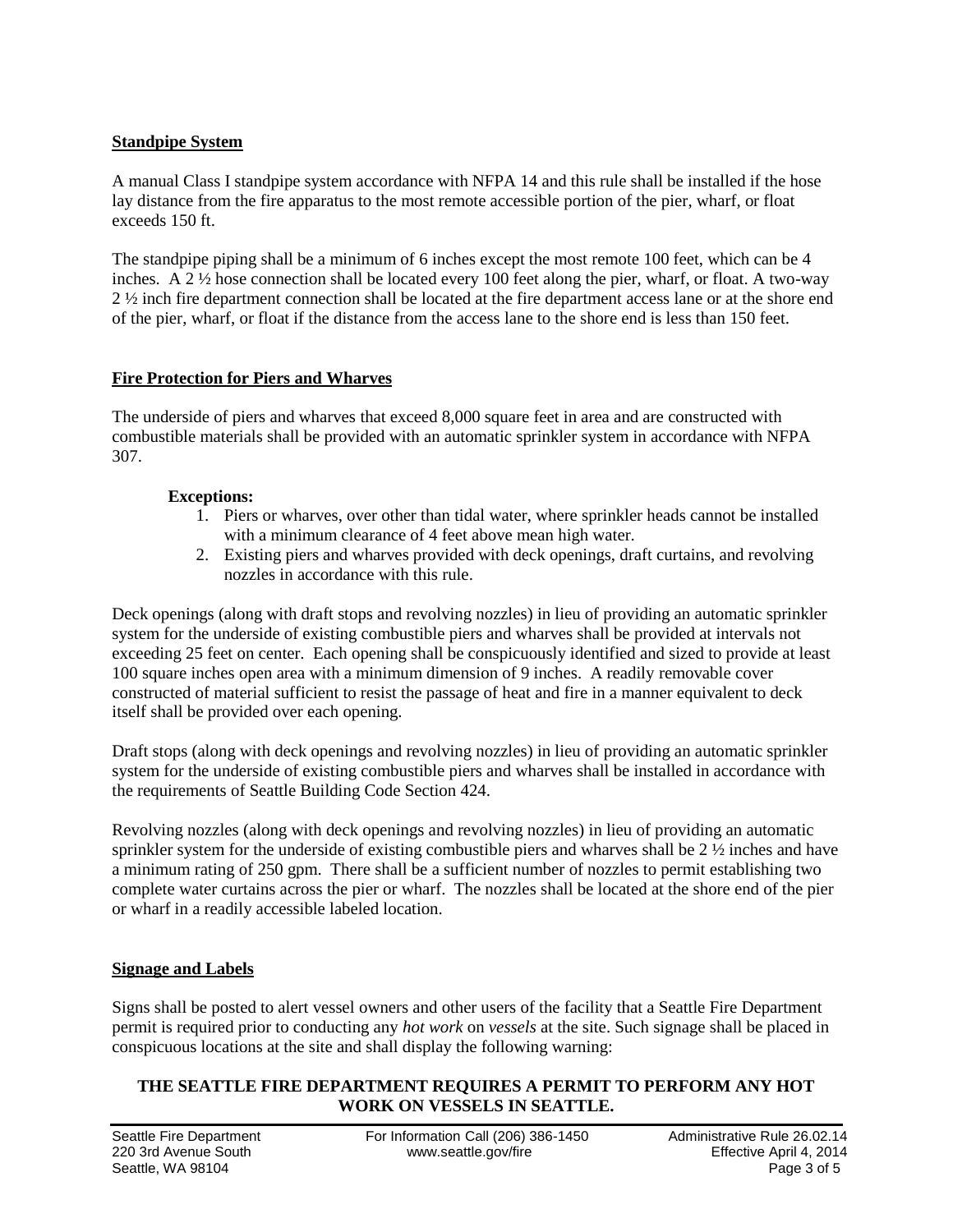## Standpipe System

A manual Class I standpipe system accordance with NFPA 14 and this rule shall be installed if the hose lay distance from the fire apparatus to the most remote accessible portion of the pier, wharf, or float exceeds 150 ft.

The standpipe piping shall be a minimum of 6 inches except the most remote 100 feet, which can be 4 inches. A 2 ½ hose connection shall be located every 100 feet along the pier, wharf, or float. A two-way 2 ½ inch fire department connection shall be located at the fire department access lane or at the shore end of the pier, wharf, or float if the distance from the access lane to the shore end is less than 150 feet.

## Fire Protection for Piers and Wharves

The underside of piers and wharves that exceed 8,000 square feet in area and are constructed with combustible materials shall be provided with an automatic sprinkler system in accordance with NFPA 307.

**Exceptions:**

1. Piers or wharves, over other than tidal water, where sprinkler heads cannot be installed with a minimum clearance of 4 feet above mean high water.
2. Existing piers and wharves provided with deck openings, draft curtains, and revolving nozzles in accordance with this rule.

Deck openings (along with draft stops and revolving nozzles) in lieu of providing an automatic sprinkler system for the underside of existing combustible piers and wharves shall be provided at intervals not exceeding 25 feet on center. Each opening shall be conspicuously identified and sized to provide at least 100 square inches open area with a minimum dimension of 9 inches. A readily removable cover constructed of material sufficient to resist the passage of heat and fire in a manner equivalent to deck itself shall be provided over each opening.

Draft stops (along with deck openings and revolving nozzles) in lieu of providing an automatic sprinkler system for the underside of existing combustible piers and wharves shall be installed in accordance with the requirements of Seattle Building Code Section 424.

Revolving nozzles (along with deck openings and revolving nozzles) in lieu of providing an automatic sprinkler system for the underside of existing combustible piers and wharves shall be 2 ½ inches and have a minimum rating of 250 gpm. There shall be a sufficient number of nozzles to permit establishing two complete water curtains across the pier or wharf. The nozzles shall be located at the shore end of the pier or wharf in a readily accessible labeled location.

## Signage and Labels

Signs shall be posted to alert vessel owners and other users of the facility that a Seattle Fire Department permit is required prior to conducting any *hot work* on *vessels* at the site. Such signage shall be placed in conspicuous locations at the site and shall display the following warning:

**THE SEATTLE FIRE DEPARTMENT REQUIRES A PERMIT TO PERFORM ANY HOT WORK ON VESSELS IN SEATTLE.**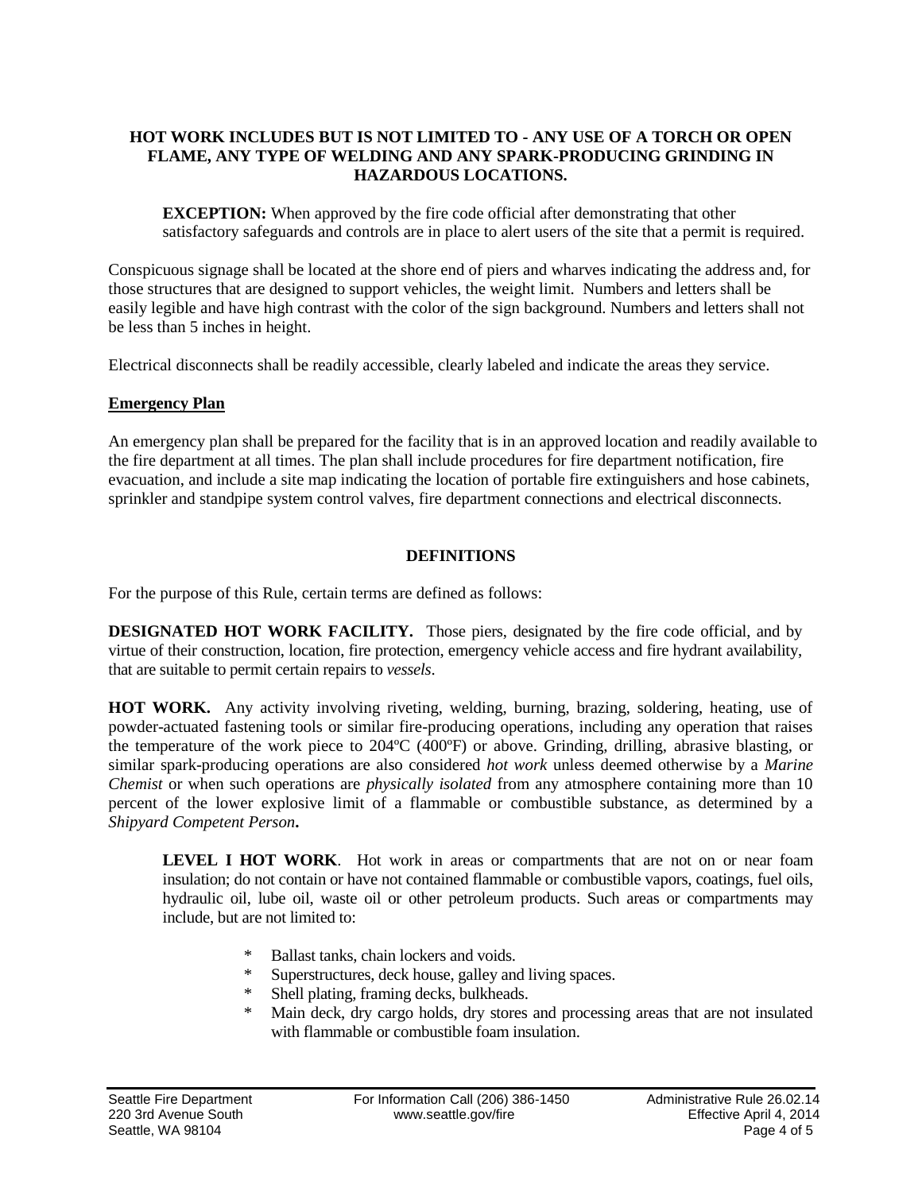**HOT WORK INCLUDES BUT IS NOT LIMITED TO - ANY USE OF A TORCH OR OPEN FLAME, ANY TYPE OF WELDING AND ANY SPARK-PRODUCING GRINDING IN HAZARDOUS LOCATIONS.**

> **EXCEPTION:** When approved by the fire code official after demonstrating that other satisfactory safeguards and controls are in place to alert users of the site that a permit is required.

Conspicuous signage shall be located at the shore end of piers and wharves indicating the address and, for those structures that are designed to support vehicles, the weight limit. Numbers and letters shall be easily legible and have high contrast with the color of the sign background. Numbers and letters shall not be less than 5 inches in height.

Electrical disconnects shall be readily accessible, clearly labeled and indicate the areas they service.

## Emergency Plan

An emergency plan shall be prepared for the facility that is in an approved location and readily available to the fire department at all times. The plan shall include procedures for fire department notification, fire evacuation, and include a site map indicating the location of portable fire extinguishers and hose cabinets, sprinkler and standpipe system control valves, fire department connections and electrical disconnects.

## DEFINITIONS

For the purpose of this Rule, certain terms are defined as follows:

**DESIGNATED HOT WORK FACILITY.** Those piers, designated by the fire code official, and by virtue of their construction, location, fire protection, emergency vehicle access and fire hydrant availability, that are suitable to permit certain repairs to *vessels*.

**HOT WORK.** Any activity involving riveting, welding, burning, brazing, soldering, heating, use of powder-actuated fastening tools or similar fire-producing operations, including any operation that raises the temperature of the work piece to 204ºC (400ºF) or above. Grinding, drilling, abrasive blasting, or similar spark-producing operations are also considered *hot work* unless deemed otherwise by a *Marine Chemist* or when such operations are *physically isolated* from any atmosphere containing more than 10 percent of the lower explosive limit of a flammable or combustible substance, as determined by a *Shipyard Competent Person***.**

> **LEVEL I HOT WORK**. Hot work in areas or compartments that are not on or near foam insulation; do not contain or have not contained flammable or combustible vapors, coatings, fuel oils, hydraulic oil, lube oil, waste oil or other petroleum products. Such areas or compartments may include, but are not limited to:
>
> * Ballast tanks, chain lockers and voids.
> * Superstructures, deck house, galley and living spaces.
> * Shell plating, framing decks, bulkheads.
> * Main deck, dry cargo holds, dry stores and processing areas that are not insulated with flammable or combustible foam insulation.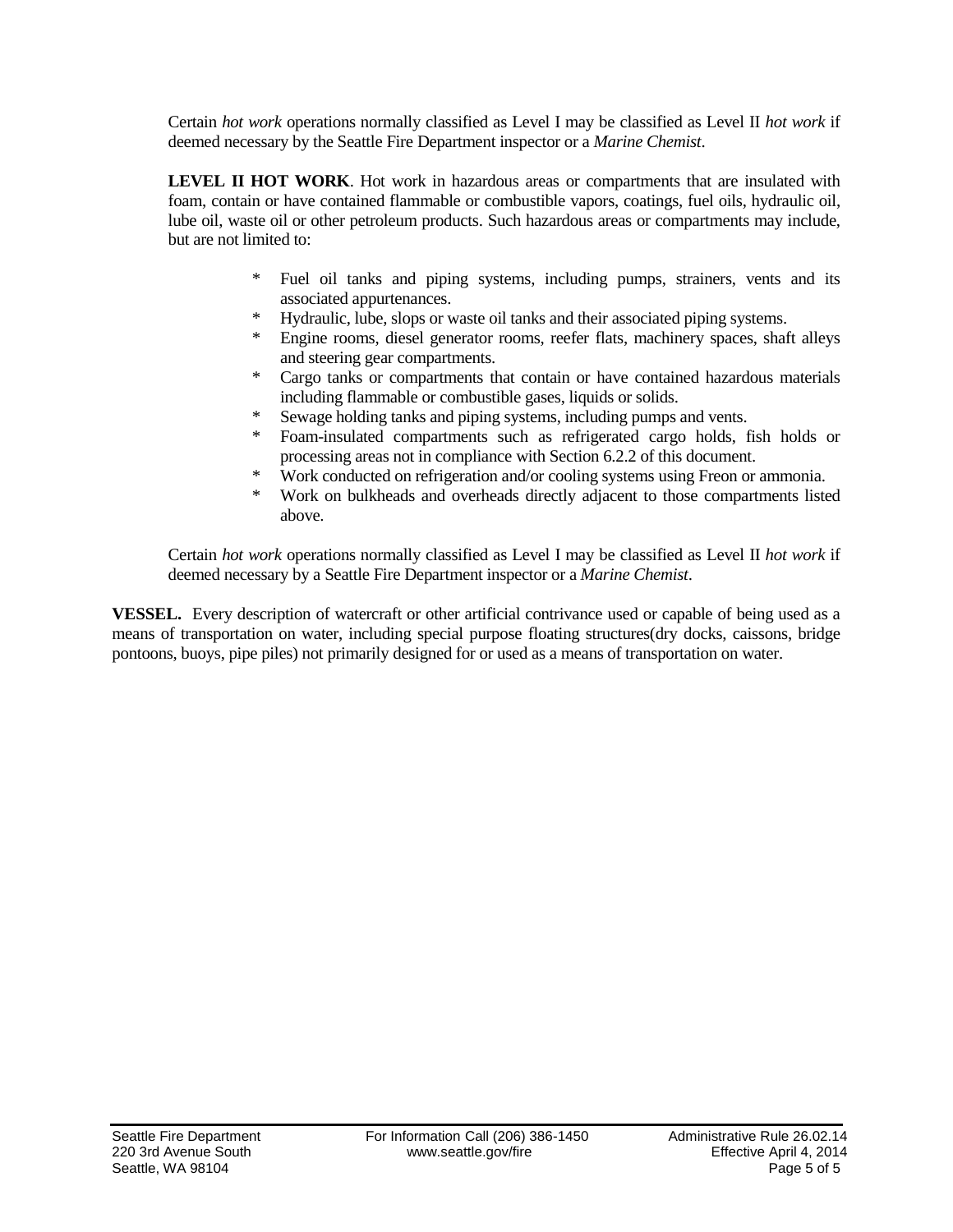Certain *hot work* operations normally classified as Level I may be classified as Level II *hot work* if deemed necessary by the Seattle Fire Department inspector or a *Marine Chemist*.

**LEVEL II HOT WORK**. Hot work in hazardous areas or compartments that are insulated with foam, contain or have contained flammable or combustible vapors, coatings, fuel oils, hydraulic oil, lube oil, waste oil or other petroleum products. Such hazardous areas or compartments may include, but are not limited to:

- Fuel oil tanks and piping systems, including pumps, strainers, vents and its associated appurtenances.
- Hydraulic, lube, slops or waste oil tanks and their associated piping systems.
- Engine rooms, diesel generator rooms, reefer flats, machinery spaces, shaft alleys and steering gear compartments.
- Cargo tanks or compartments that contain or have contained hazardous materials including flammable or combustible gases, liquids or solids.
- Sewage holding tanks and piping systems, including pumps and vents.
- Foam-insulated compartments such as refrigerated cargo holds, fish holds or processing areas not in compliance with Section 6.2.2 of this document.
- Work conducted on refrigeration and/or cooling systems using Freon or ammonia.
- Work on bulkheads and overheads directly adjacent to those compartments listed above.

Certain *hot work* operations normally classified as Level I may be classified as Level II *hot work* if deemed necessary by a Seattle Fire Department inspector or a *Marine Chemist*.

**VESSEL.** Every description of watercraft or other artificial contrivance used or capable of being used as a means of transportation on water, including special purpose floating structures(dry docks, caissons, bridge pontoons, buoys, pipe piles) not primarily designed for or used as a means of transportation on water.